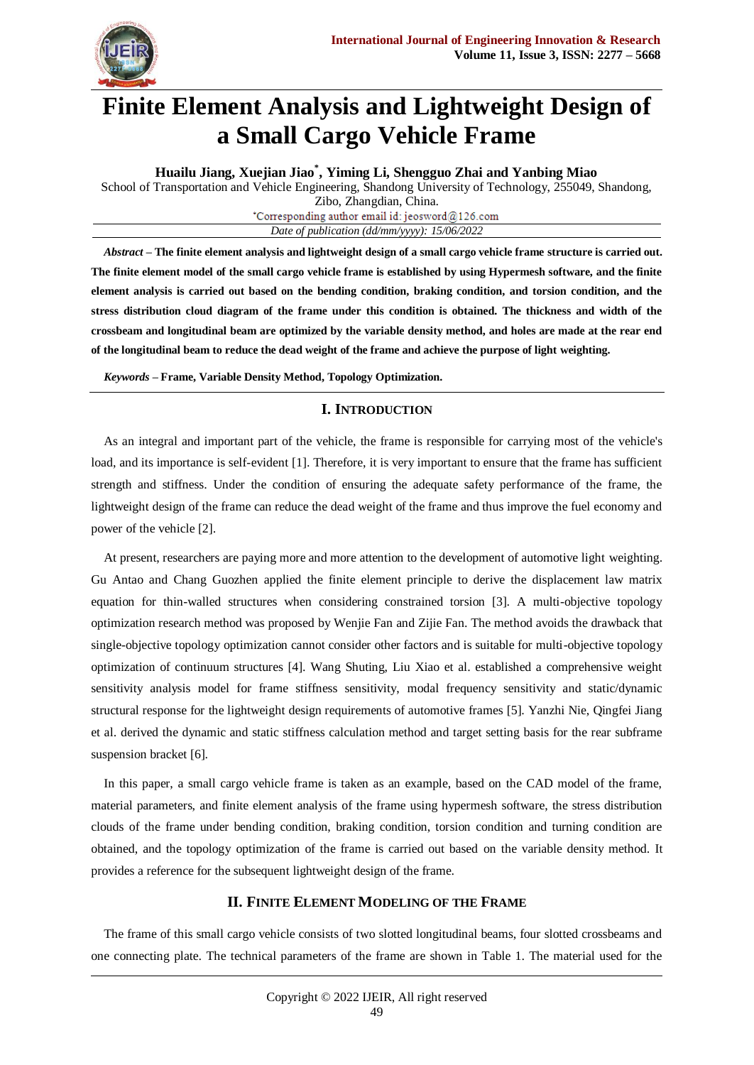# Finite Element Analysis and Lightweight Design of a Small Cargo Vehicle Frame

**Huailu Jiang, Xuejian Jiao*, Yiming Li, Shengguo Zhai and Yanbing Miao**

School of Transportation and Vehicle Engineering, Shandong University of Technology, 255049, Shandong, Zibo, Zhangdian, China.

*Corresponding author email id: jeosword@126.com

*Date of publication (dd/mm/yyyy): 15/06/2022*

***Abstract* – The finite element analysis and lightweight design of a small cargo vehicle frame structure is carried out. The finite element model of the small cargo vehicle frame is established by using Hypermesh software, and the finite element analysis is carried out based on the bending condition, braking condition, and torsion condition, and the stress distribution cloud diagram of the frame under this condition is obtained. The thickness and width of the crossbeam and longitudinal beam are optimized by the variable density method, and holes are made at the rear end of the longitudinal beam to reduce the dead weight of the frame and achieve the purpose of light weighting.**

***Keywords* – Frame, Variable Density Method, Topology Optimization.**

## I. Introduction

As an integral and important part of the vehicle, the frame is responsible for carrying most of the vehicle's load, and its importance is self-evident [1]. Therefore, it is very important to ensure that the frame has sufficient strength and stiffness. Under the condition of ensuring the adequate safety performance of the frame, the lightweight design of the frame can reduce the dead weight of the frame and thus improve the fuel economy and power of the vehicle [2].

At present, researchers are paying more and more attention to the development of automotive light weighting. Gu Antao and Chang Guozhen applied the finite element principle to derive the displacement law matrix equation for thin-walled structures when considering constrained torsion [3]. A multi-objective topology optimization research method was proposed by Wenjie Fan and Zijie Fan. The method avoids the drawback that single-objective topology optimization cannot consider other factors and is suitable for multi-objective topology optimization of continuum structures [4]. Wang Shuting, Liu Xiao et al. established a comprehensive weight sensitivity analysis model for frame stiffness sensitivity, modal frequency sensitivity and static/dynamic structural response for the lightweight design requirements of automotive frames [5]. Yanzhi Nie, Qingfei Jiang et al. derived the dynamic and static stiffness calculation method and target setting basis for the rear subframe suspension bracket [6].

In this paper, a small cargo vehicle frame is taken as an example, based on the CAD model of the frame, material parameters, and finite element analysis of the frame using hypermesh software, the stress distribution clouds of the frame under bending condition, braking condition, torsion condition and turning condition are obtained, and the topology optimization of the frame is carried out based on the variable density method. It provides a reference for the subsequent lightweight design of the frame.

## II. Finite Element Modeling of the Frame

The frame of this small cargo vehicle consists of two slotted longitudinal beams, four slotted crossbeams and one connecting plate. The technical parameters of the frame are shown in Table 1. The material used for the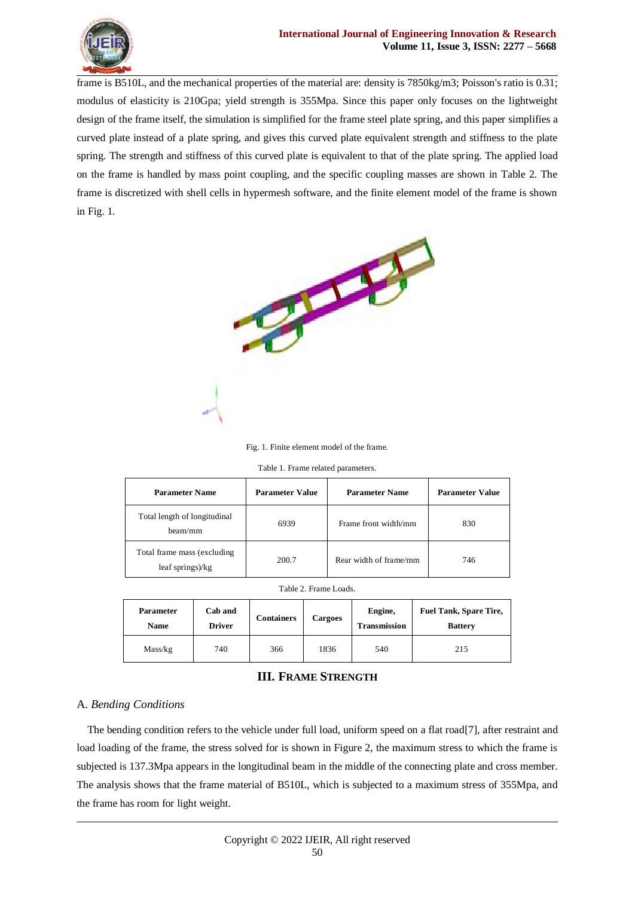frame is B510L, and the mechanical properties of the material are: density is 7850kg/m3; Poisson's ratio is 0.31; modulus of elasticity is 210Gpa; yield strength is 355Mpa. Since this paper only focuses on the lightweight design of the frame itself, the simulation is simplified for the frame steel plate spring, and this paper simplifies a curved plate instead of a plate spring, and gives this curved plate equivalent strength and stiffness to the plate spring. The strength and stiffness of this curved plate is equivalent to that of the plate spring. The applied load on the frame is handled by mass point coupling, and the specific coupling masses are shown in Table 2. The frame is discretized with shell cells in hypermesh software, and the finite element model of the frame is shown in Fig. 1.

Fig. 1. Finite element model of the frame.

Table 1. Frame related parameters.

| Parameter Name | Parameter Value | Parameter Name | Parameter Value |
|---|---|---|---|
| Total length of longitudinal beam/mm | 6939 | Frame front width/mm | 830 |
| Total frame mass (excluding leaf springs)/kg | 200.7 | Rear width of frame/mm | 746 |

Table 2. Frame Loads.

| Parameter Name | Cab and Driver | Containers | Cargoes | Engine, Transmission | Fuel Tank, Spare Tire, Battery |
|---|---|---|---|---|---|
| Mass/kg | 740 | 366 | 1836 | 540 | 215 |

## III. Frame Strength

### A. *Bending Conditions*

The bending condition refers to the vehicle under full load, uniform speed on a flat road[7], after restraint and load loading of the frame, the stress solved for is shown in Figure 2, the maximum stress to which the frame is subjected is 137.3Mpa appears in the longitudinal beam in the middle of the connecting plate and cross member. The analysis shows that the frame material of B510L, which is subjected to a maximum stress of 355Mpa, and the frame has room for light weight.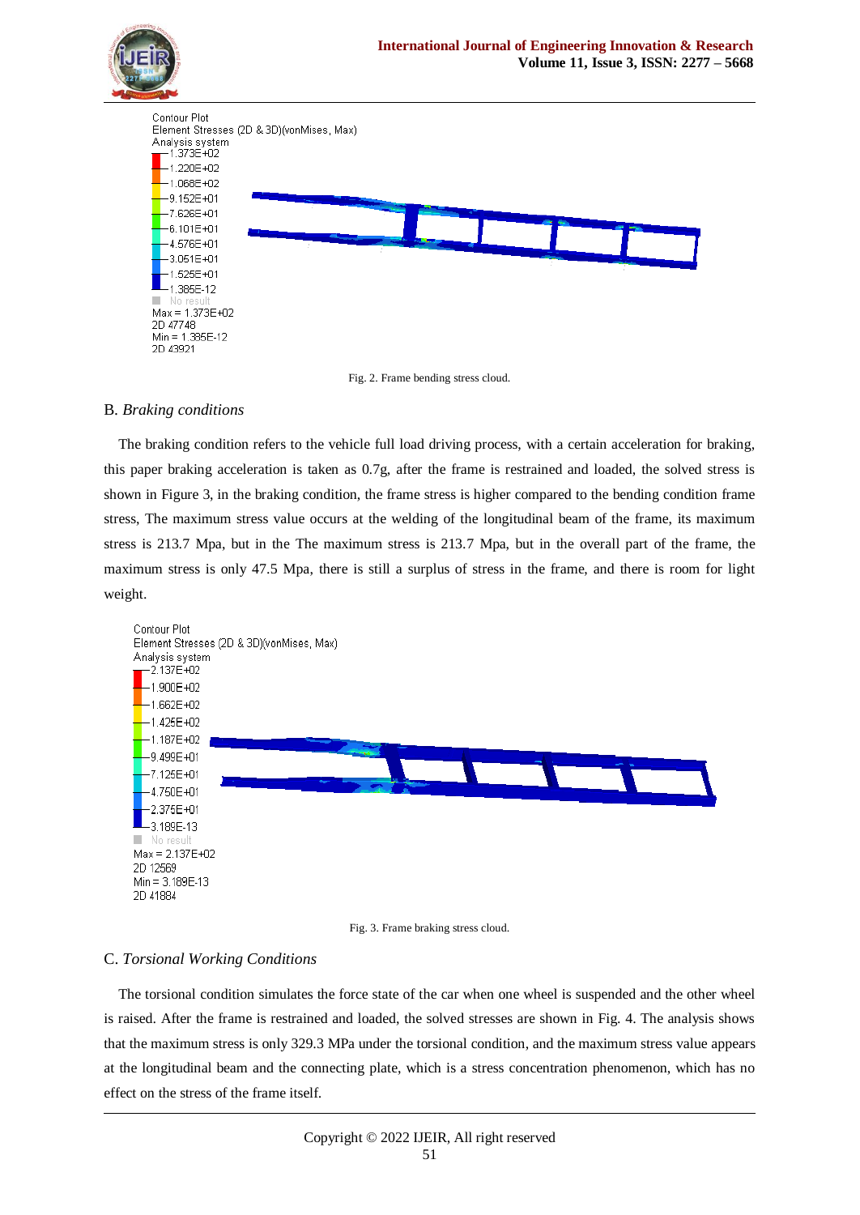Contour Plot
Element Stresses (2D & 3D)(vonMises, Max)
Analysis system

1.373E+02
1.220E+02
1.068E+02
9.152E+01
7.626E+01
6.101E+01
4.576E+01
3.051E+01
1.525E+01
1.385E-12
No result
Max = 1.373E+02
2D 47748
Min = 1.385E-12
2D 43921

Fig. 2. Frame bending stress cloud.

## B. *Braking conditions*

The braking condition refers to the vehicle full load driving process, with a certain acceleration for braking, this paper braking acceleration is taken as 0.7g, after the frame is restrained and loaded, the solved stress is shown in Figure 3, in the braking condition, the frame stress is higher compared to the bending condition frame stress, The maximum stress value occurs at the welding of the longitudinal beam of the frame, its maximum stress is 213.7 Mpa, but in the The maximum stress is 213.7 Mpa, but in the overall part of the frame, the maximum stress is only 47.5 Mpa, there is still a surplus of stress in the frame, and there is room for light weight.

Contour Plot
Element Stresses (2D & 3D)(vonMises, Max)
Analysis system

2.137E+02
1.900E+02
1.662E+02
1.425E+02
1.187E+02
9.499E+01
7.125E+01
4.750E+01
2.375E+01
3.189E-13
No result
Max = 2.137E+02
2D 12569
Min = 3.189E-13
2D 41884

Fig. 3. Frame braking stress cloud.

## C. *Torsional Working Conditions*

The torsional condition simulates the force state of the car when one wheel is suspended and the other wheel is raised. After the frame is restrained and loaded, the solved stresses are shown in Fig. 4. The analysis shows that the maximum stress is only 329.3 MPa under the torsional condition, and the maximum stress value appears at the longitudinal beam and the connecting plate, which is a stress concentration phenomenon, which has no effect on the stress of the frame itself.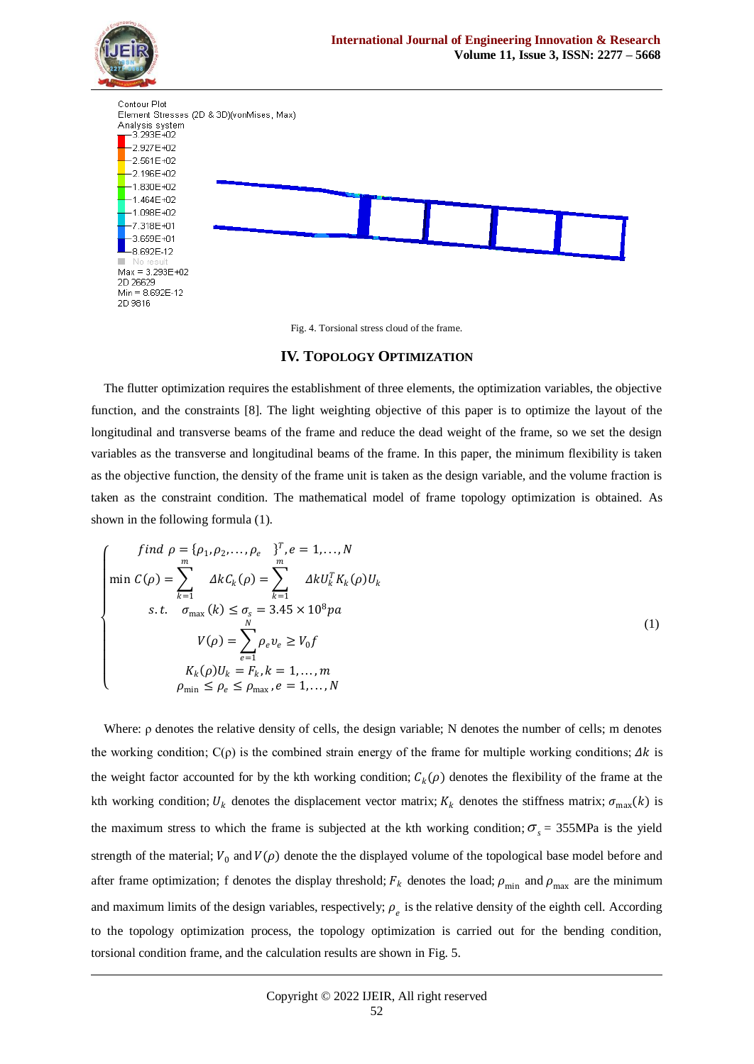Contour Plot
Element Stresses (2D & 3D)(vonMises, Max)
Analysis system

Fig. 4. Torsional stress cloud of the frame.

## IV. TOPOLOGY OPTIMIZATION

The flutter optimization requires the establishment of three elements, the optimization variables, the objective function, and the constraints [8]. The light weighting objective of this paper is to optimize the layout of the longitudinal and transverse beams of the frame and reduce the dead weight of the frame, so we set the design variables as the transverse and longitudinal beams of the frame. In this paper, the minimum flexibility is taken as the objective function, the density of the frame unit is taken as the design variable, and the volume fraction is taken as the constraint condition. The mathematical model of frame topology optimization is obtained. As shown in the following formula (1).

$$\begin{cases} find\ \rho = \{\rho_1, \rho_2, \ldots, \rho_e \}^T, e = 1, \ldots, N \\ \min\ C(\rho) = \sum_{k=1}^{m} \Delta k C_k(\rho) = \sum_{k=1}^{m} \Delta k U_k^T K_k(\rho) U_k \\ s.t.\quad \sigma_{\max}(k) \le \sigma_s = 3.45 \times 10^8 pa \\ V(\rho) = \sum_{e=1}^{N} \rho_e v_e \ge V_0 f \\ K_k(\rho) U_k = F_k, k = 1, \ldots, m \\ \rho_{\min} \le \rho_e \le \rho_{\max}, e = 1, \ldots, N \end{cases} \tag{1}$$

Where: ρ denotes the relative density of cells, the design variable; N denotes the number of cells; m denotes the working condition; C(ρ) is the combined strain energy of the frame for multiple working conditions; $\Delta k$ is the weight factor accounted for by the kth working condition; $C_k(\rho)$ denotes the flexibility of the frame at the kth working condition; $U_k$ denotes the displacement vector matrix; $K_k$ denotes the stiffness matrix; $\sigma_{\max}(k)$ is the maximum stress to which the frame is subjected at the kth working condition; $\sigma_s$ = 355MPa is the yield strength of the material; $V_0$ and $V(\rho)$ denote the the displayed volume of the topological base model before and after frame optimization; f denotes the display threshold; $F_k$ denotes the load; $\rho_{\min}$ and $\rho_{\max}$ are the minimum and maximum limits of the design variables, respectively; $\rho_e$ is the relative density of the eighth cell. According to the topology optimization process, the topology optimization is carried out for the bending condition, torsional condition frame, and the calculation results are shown in Fig. 5.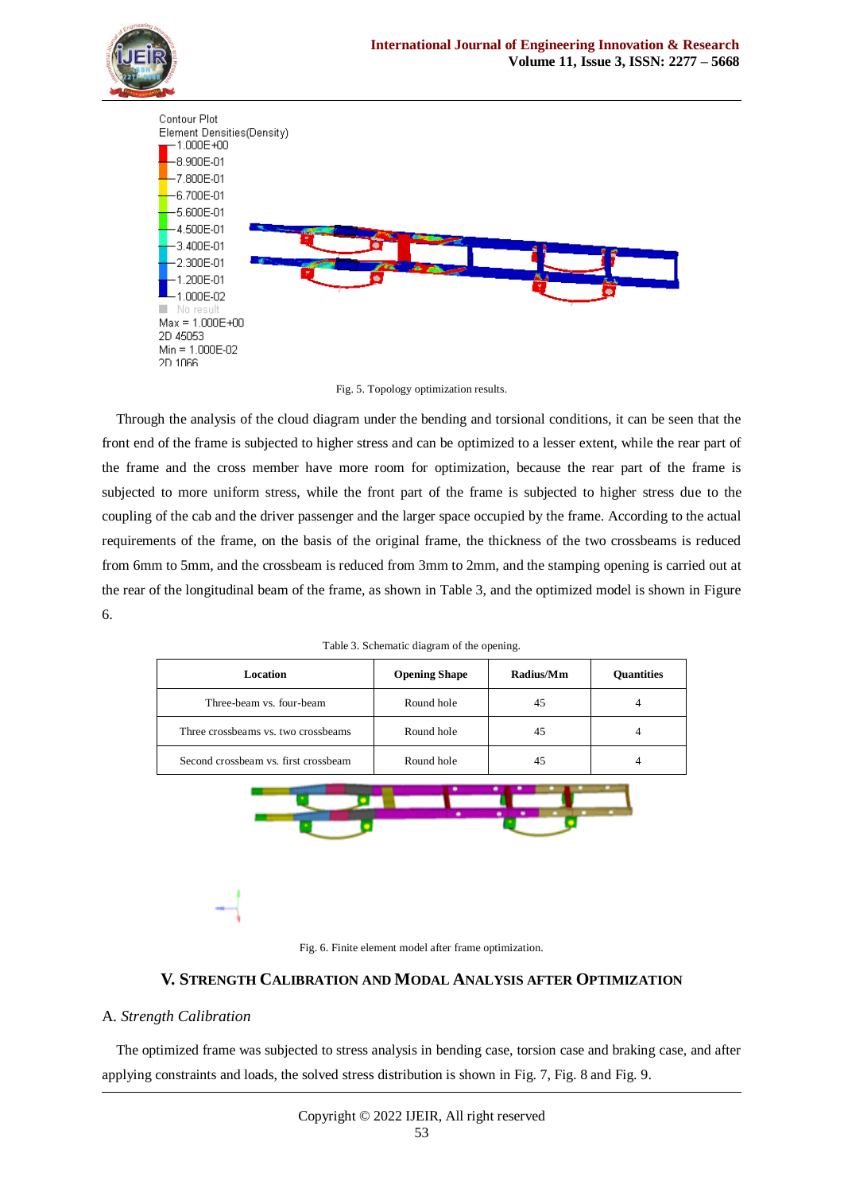Fig. 5. Topology optimization results.

Through the analysis of the cloud diagram under the bending and torsional conditions, it can be seen that the front end of the frame is subjected to higher stress and can be optimized to a lesser extent, while the rear part of the frame and the cross member have more room for optimization, because the rear part of the frame is subjected to more uniform stress, while the front part of the frame is subjected to higher stress due to the coupling of the cab and the driver passenger and the larger space occupied by the frame. According to the actual requirements of the frame, on the basis of the original frame, the thickness of the two crossbeams is reduced from 6mm to 5mm, and the crossbeam is reduced from 3mm to 2mm, and the stamping opening is carried out at the rear of the longitudinal beam of the frame, as shown in Table 3, and the optimized model is shown in Figure 6.

Table 3. Schematic diagram of the opening.

| Location | Opening Shape | Radius/Mm | Quantities |
|---|---|---|---|
| Three-beam vs. four-beam | Round hole | 45 | 4 |
| Three crossbeams vs. two crossbeams | Round hole | 45 | 4 |
| Second crossbeam vs. first crossbeam | Round hole | 45 | 4 |

Fig. 6. Finite element model after frame optimization.

## V. Strength Calibration and Modal Analysis after Optimization

### A. *Strength Calibration*

The optimized frame was subjected to stress analysis in bending case, torsion case and braking case, and after applying constraints and loads, the solved stress distribution is shown in Fig. 7, Fig. 8 and Fig. 9.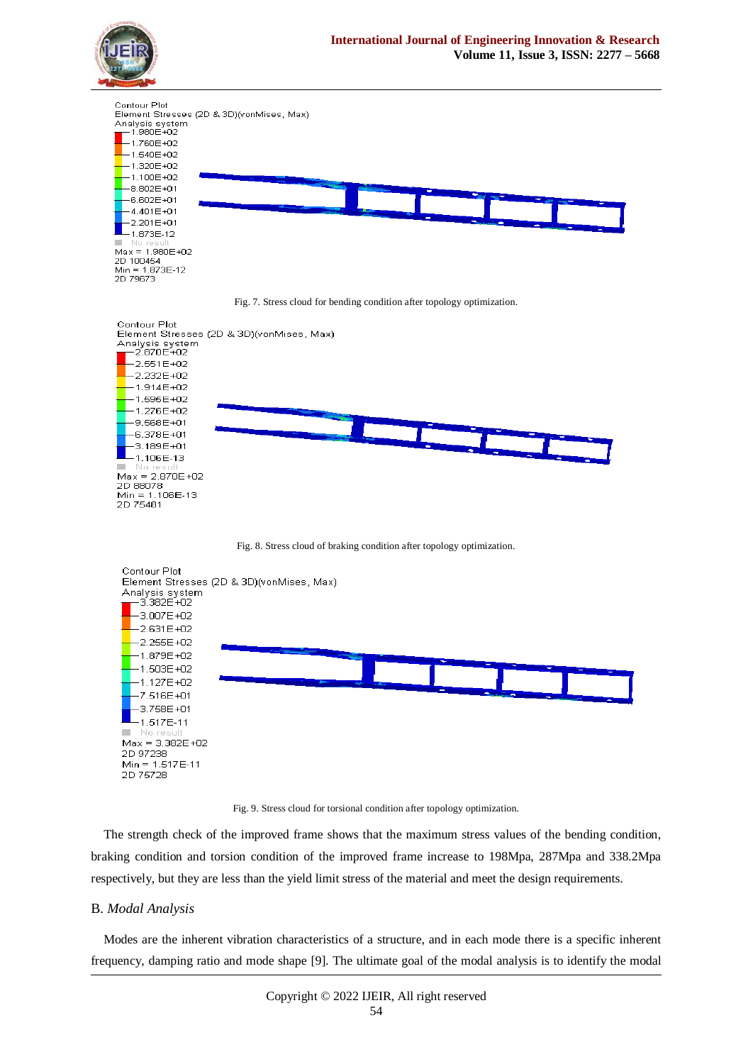Fig. 7. Stress cloud for bending condition after topology optimization.

Fig. 8. Stress cloud of braking condition after topology optimization.

Fig. 9. Stress cloud for torsional condition after topology optimization.

The strength check of the improved frame shows that the maximum stress values of the bending condition, braking condition and torsion condition of the improved frame increase to 198Mpa, 287Mpa and 338.2Mpa respectively, but they are less than the yield limit stress of the material and meet the design requirements.

## B. *Modal Analysis*

Modes are the inherent vibration characteristics of a structure, and in each mode there is a specific inherent frequency, damping ratio and mode shape [9]. The ultimate goal of the modal analysis is to identify the modal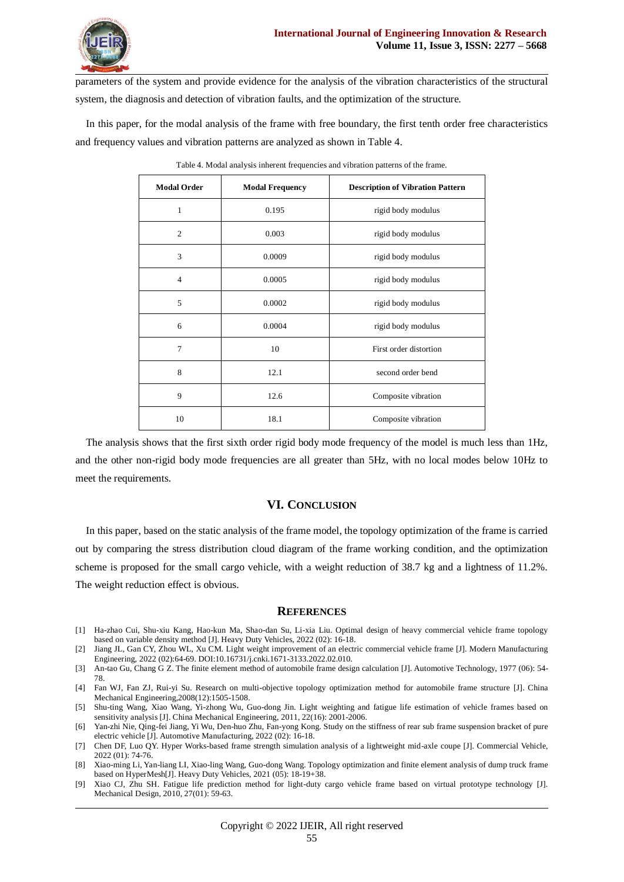parameters of the system and provide evidence for the analysis of the vibration characteristics of the structural system, the diagnosis and detection of vibration faults, and the optimization of the structure.

In this paper, for the modal analysis of the frame with free boundary, the first tenth order free characteristics and frequency values and vibration patterns are analyzed as shown in Table 4.

Table 4. Modal analysis inherent frequencies and vibration patterns of the frame.

| Modal Order | Modal Frequency | Description of Vibration Pattern |
|---|---|---|
| 1 | 0.195 | rigid body modulus |
| 2 | 0.003 | rigid body modulus |
| 3 | 0.0009 | rigid body modulus |
| 4 | 0.0005 | rigid body modulus |
| 5 | 0.0002 | rigid body modulus |
| 6 | 0.0004 | rigid body modulus |
| 7 | 10 | First order distortion |
| 8 | 12.1 | second order bend |
| 9 | 12.6 | Composite vibration |
| 10 | 18.1 | Composite vibration |

The analysis shows that the first sixth order rigid body mode frequency of the model is much less than 1Hz, and the other non-rigid body mode frequencies are all greater than 5Hz, with no local modes below 10Hz to meet the requirements.

## VI. Conclusion

In this paper, based on the static analysis of the frame model, the topology optimization of the frame is carried out by comparing the stress distribution cloud diagram of the frame working condition, and the optimization scheme is proposed for the small cargo vehicle, with a weight reduction of 38.7 kg and a lightness of 11.2%. The weight reduction effect is obvious.

## References

[1] Ha-zhao Cui, Shu-xiu Kang, Hao-kun Ma, Shao-dan Su, Li-xia Liu. Optimal design of heavy commercial vehicle frame topology based on variable density method [J]. Heavy Duty Vehicles, 2022 (02): 16-18.

[2] Jiang JL, Gan CY, Zhou WL, Xu CM. Light weight improvement of an electric commercial vehicle frame [J]. Modern Manufacturing Engineering, 2022 (02):64-69. DOI:10.16731/j.cnki.1671-3133.2022.02.010.

[3] An-tao Gu, Chang G Z. The finite element method of automobile frame design calculation [J]. Automotive Technology, 1977 (06): 54-78.

[4] Fan WJ, Fan ZJ, Rui-yi Su. Research on multi-objective topology optimization method for automobile frame structure [J]. China Mechanical Engineering,2008(12):1505-1508.

[5] Shu-ting Wang, Xiao Wang, Yi-zhong Wu, Guo-dong Jin. Light weighting and fatigue life estimation of vehicle frames based on sensitivity analysis [J]. China Mechanical Engineering, 2011, 22(16): 2001-2006.

[6] Yan-zhi Nie, Qing-fei Jiang, Yi Wu, Den-huo Zhu, Fan-yong Kong. Study on the stiffness of rear sub frame suspension bracket of pure electric vehicle [J]. Automotive Manufacturing, 2022 (02): 16-18.

[7] Chen DF, Luo QY. Hyper Works-based frame strength simulation analysis of a lightweight mid-axle coupe [J]. Commercial Vehicle, 2022 (01): 74-76.

[8] Xiao-ming Li, Yan-liang LI, Xiao-ling Wang, Guo-dong Wang. Topology optimization and finite element analysis of dump truck frame based on HyperMesh[J]. Heavy Duty Vehicles, 2021 (05): 18-19+38.

[9] Xiao CJ, Zhu SH. Fatigue life prediction method for light-duty cargo vehicle frame based on virtual prototype technology [J]. Mechanical Design, 2010, 27(01): 59-63.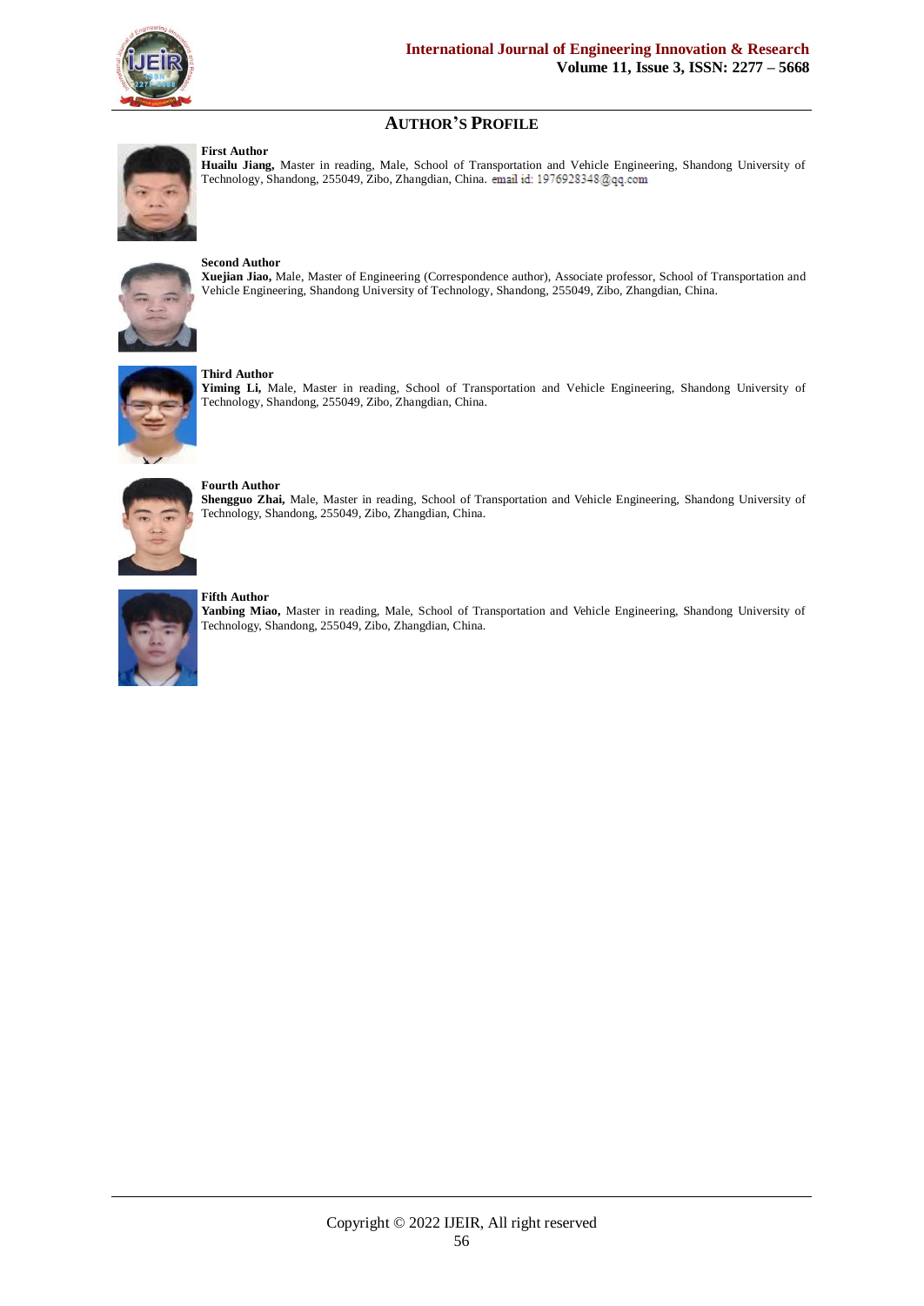## AUTHOR'S PROFILE

**First Author**
**Huailu Jiang,** Master in reading, Male, School of Transportation and Vehicle Engineering, Shandong University of Technology, Shandong, 255049, Zibo, Zhangdian, China. email id: 1976928348@qq.com

**Second Author**
**Xuejian Jiao,** Male, Master of Engineering (Correspondence author), Associate professor, School of Transportation and Vehicle Engineering, Shandong University of Technology, Shandong, 255049, Zibo, Zhangdian, China.

**Third Author**
**Yiming Li,** Male, Master in reading, School of Transportation and Vehicle Engineering, Shandong University of Technology, Shandong, 255049, Zibo, Zhangdian, China.

**Fourth Author**
**Shengguo Zhai,** Male, Master in reading, School of Transportation and Vehicle Engineering, Shandong University of Technology, Shandong, 255049, Zibo, Zhangdian, China.

**Fifth Author**
**Yanbing Miao,** Master in reading, Male, School of Transportation and Vehicle Engineering, Shandong University of Technology, Shandong, 255049, Zibo, Zhangdian, China.